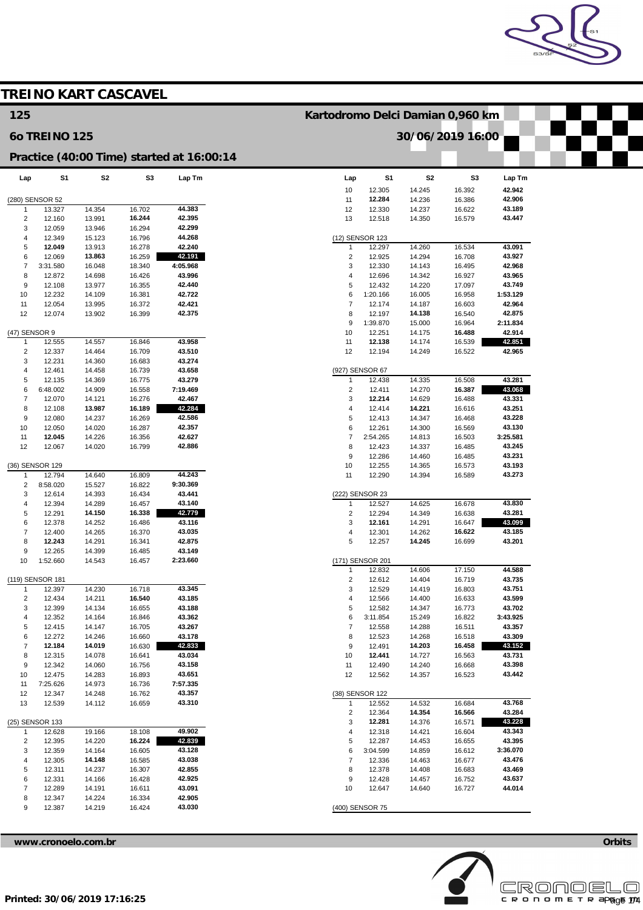# TREINO KART CASCAVEL

## 125

**Kartodromo Delci Damian 0,960 km**

## 6o TREINO 125

**30/06/2019 16:00**

### Practice (40:00 Time) started at 16:00:14

**(280) SENSOR 52**

| Lap | S1 | S2 | S3 | Lap Tm |
|---|---|---|---|---|
| 1 | 13.327 | 14.354 | 16.702 | 44.383 |
| 2 | 12.160 | 13.991 | **16.244** | 42.395 |
| 3 | 12.059 | 13.946 | 16.294 | 42.299 |
| 4 | 12.349 | 15.123 | 16.796 | 44.268 |
| 5 | **12.049** | 13.913 | 16.278 | 42.240 |
| 6 | 12.069 | **13.863** | 16.259 | **42.191** |
| 7 | 3:31.580 | 16.048 | 18.340 | 4:05.968 |
| 8 | 12.872 | 14.698 | 16.426 | 43.996 |
| 9 | 12.108 | 13.977 | 16.355 | 42.440 |
| 10 | 12.232 | 14.109 | 16.381 | 42.722 |
| 11 | 12.054 | 13.995 | 16.372 | 42.421 |
| 12 | 12.074 | 13.902 | 16.399 | 42.375 |

**(47) SENSOR 9**

| Lap | S1 | S2 | S3 | Lap Tm |
|---|---|---|---|---|
| 1 | 12.555 | 14.557 | 16.846 | 43.958 |
| 2 | 12.337 | 14.464 | 16.709 | 43.510 |
| 3 | 12.231 | 14.360 | 16.683 | 43.274 |
| 4 | 12.461 | 14.458 | 16.739 | 43.658 |
| 5 | 12.135 | 14.369 | 16.775 | 43.279 |
| 6 | 6:48.002 | 14.909 | 16.558 | 7:19.469 |
| 7 | 12.070 | 14.121 | 16.276 | 42.467 |
| 8 | 12.108 | **13.987** | **16.189** | **42.284** |
| 9 | 12.080 | 14.237 | 16.269 | 42.586 |
| 10 | 12.050 | 14.020 | 16.287 | 42.357 |
| 11 | **12.045** | 14.226 | 16.356 | 42.627 |
| 12 | 12.067 | 14.020 | 16.799 | 42.886 |

**(36) SENSOR 129**

| Lap | S1 | S2 | S3 | Lap Tm |
|---|---|---|---|---|
| 1 | 12.794 | 14.640 | 16.809 | 44.243 |
| 2 | 8:58.020 | 15.527 | 16.822 | 9:30.369 |
| 3 | 12.614 | 14.393 | 16.434 | 43.441 |
| 4 | 12.394 | 14.289 | 16.457 | 43.140 |
| 5 | 12.291 | **14.150** | **16.338** | **42.779** |
| 6 | 12.378 | 14.252 | 16.486 | 43.116 |
| 7 | 12.400 | 14.265 | 16.370 | 43.035 |
| 8 | **12.243** | 14.291 | 16.341 | 42.875 |
| 9 | 12.265 | 14.399 | 16.485 | 43.149 |
| 10 | 1:52.660 | 14.543 | 16.457 | 2:23.660 |

**(119) SENSOR 181**

| Lap | S1 | S2 | S3 | Lap Tm |
|---|---|---|---|---|
| 1 | 12.397 | 14.230 | 16.718 | 43.345 |
| 2 | 12.434 | 14.211 | **16.540** | 43.185 |
| 3 | 12.399 | 14.134 | 16.655 | 43.188 |
| 4 | 12.352 | 14.164 | 16.846 | 43.362 |
| 5 | 12.415 | 14.147 | 16.705 | 43.267 |
| 6 | 12.272 | 14.246 | 16.660 | 43.178 |
| 7 | **12.184** | **14.019** | 16.630 | **42.833** |
| 8 | 12.315 | 14.078 | 16.641 | 43.034 |
| 9 | 12.342 | 14.060 | 16.756 | 43.158 |
| 10 | 12.475 | 14.283 | 16.893 | 43.651 |
| 11 | 7:25.626 | 14.973 | 16.736 | 7:57.335 |
| 12 | 12.347 | 14.248 | 16.762 | 43.357 |
| 13 | 12.539 | 14.112 | 16.659 | 43.310 |

**(25) SENSOR 133**

| Lap | S1 | S2 | S3 | Lap Tm |
|---|---|---|---|---|
| 1 | 12.628 | 19.166 | 18.108 | 49.902 |
| 2 | 12.395 | 14.220 | **16.224** | **42.839** |
| 3 | 12.359 | 14.164 | 16.605 | 43.128 |
| 4 | 12.305 | **14.148** | 16.585 | 43.038 |
| 5 | 12.311 | 14.237 | 16.307 | 42.855 |
| 6 | 12.331 | 14.166 | 16.428 | 42.925 |
| 7 | 12.289 | 14.191 | 16.611 | 43.091 |
| 8 | 12.347 | 14.224 | 16.334 | 42.905 |
| 9 | 12.387 | 14.219 | 16.424 | 43.030 |
| 10 | 12.305 | 14.245 | 16.392 | 42.942 |
| 11 | **12.284** | 14.236 | 16.386 | 42.906 |
| 12 | 12.330 | 14.237 | 16.622 | 43.189 |
| 13 | 12.518 | 14.350 | 16.579 | 43.447 |

**(12) SENSOR 123**

| Lap | S1 | S2 | S3 | Lap Tm |
|---|---|---|---|---|
| 1 | 12.297 | 14.260 | 16.534 | 43.091 |
| 2 | 12.925 | 14.294 | 16.708 | 43.927 |
| 3 | 12.330 | 14.143 | 16.495 | 42.968 |
| 4 | 12.696 | 14.342 | 16.927 | 43.965 |
| 5 | 12.432 | 14.220 | 17.097 | 43.749 |
| 6 | 1:20.166 | 16.005 | 16.958 | 1:53.129 |
| 7 | 12.174 | 14.187 | 16.603 | 42.964 |
| 8 | 12.197 | **14.138** | 16.540 | 42.875 |
| 9 | 1:39.870 | 15.000 | 16.964 | 2:11.834 |
| 10 | 12.251 | 14.175 | **16.488** | 42.914 |
| 11 | **12.138** | 14.174 | 16.539 | **42.851** |
| 12 | 12.194 | 14.249 | 16.522 | 42.965 |

**(927) SENSOR 67**

| Lap | S1 | S2 | S3 | Lap Tm |
|---|---|---|---|---|
| 1 | 12.438 | 14.335 | 16.508 | 43.281 |
| 2 | 12.411 | 14.270 | **16.387** | **43.068** |
| 3 | **12.214** | 14.629 | 16.488 | 43.331 |
| 4 | 12.414 | **14.221** | 16.616 | 43.251 |
| 5 | 12.413 | 14.347 | 16.468 | 43.228 |
| 6 | 12.261 | 14.300 | 16.569 | 43.130 |
| 7 | 2:54.265 | 14.813 | 16.503 | 3:25.581 |
| 8 | 12.423 | 14.337 | 16.485 | 43.245 |
| 9 | 12.286 | 14.460 | 16.485 | 43.231 |
| 10 | 12.255 | 14.365 | 16.573 | 43.193 |
| 11 | 12.290 | 14.394 | 16.589 | 43.273 |

**(222) SENSOR 23**

| Lap | S1 | S2 | S3 | Lap Tm |
|---|---|---|---|---|
| 1 | 12.527 | 14.625 | 16.678 | 43.830 |
| 2 | 12.294 | 14.349 | 16.638 | 43.281 |
| 3 | **12.161** | 14.291 | 16.647 | **43.099** |
| 4 | 12.301 | 14.262 | **16.622** | 43.185 |
| 5 | 12.257 | **14.245** | 16.699 | 43.201 |

**(171) SENSOR 201**

| Lap | S1 | S2 | S3 | Lap Tm |
|---|---|---|---|---|
| 1 | 12.832 | 14.606 | 17.150 | 44.588 |
| 2 | 12.612 | 14.404 | 16.719 | 43.735 |
| 3 | 12.529 | 14.419 | 16.803 | 43.751 |
| 4 | 12.566 | 14.400 | 16.633 | 43.599 |
| 5 | 12.582 | 14.347 | 16.773 | 43.702 |
| 6 | 3:11.854 | 15.249 | 16.822 | 3:43.925 |
| 7 | 12.558 | 14.288 | 16.511 | 43.357 |
| 8 | 12.523 | 14.268 | 16.518 | 43.309 |
| 9 | 12.491 | **14.203** | **16.458** | **43.152** |
| 10 | **12.441** | 14.727 | 16.563 | 43.731 |
| 11 | 12.490 | 14.240 | 16.668 | 43.398 |
| 12 | 12.562 | 14.357 | 16.523 | 43.442 |

**(38) SENSOR 122**

| Lap | S1 | S2 | S3 | Lap Tm |
|---|---|---|---|---|
| 1 | 12.552 | 14.532 | 16.684 | 43.768 |
| 2 | 12.364 | **14.354** | **16.566** | 43.284 |
| 3 | **12.281** | 14.376 | 16.571 | **43.228** |
| 4 | 12.318 | 14.421 | 16.604 | 43.343 |
| 5 | 12.287 | 14.453 | 16.655 | 43.395 |
| 6 | 3:04.599 | 14.859 | 16.612 | 3:36.070 |
| 7 | 12.336 | 14.463 | 16.677 | 43.476 |
| 8 | 12.378 | 14.408 | 16.683 | 43.469 |
| 9 | 12.428 | 14.457 | 16.752 | 43.637 |
| 10 | 12.647 | 14.640 | 16.727 | 44.014 |

**(400) SENSOR 75**

www.cronoelo.com.br — Orbits

Printed: 30/06/2019 17:16:25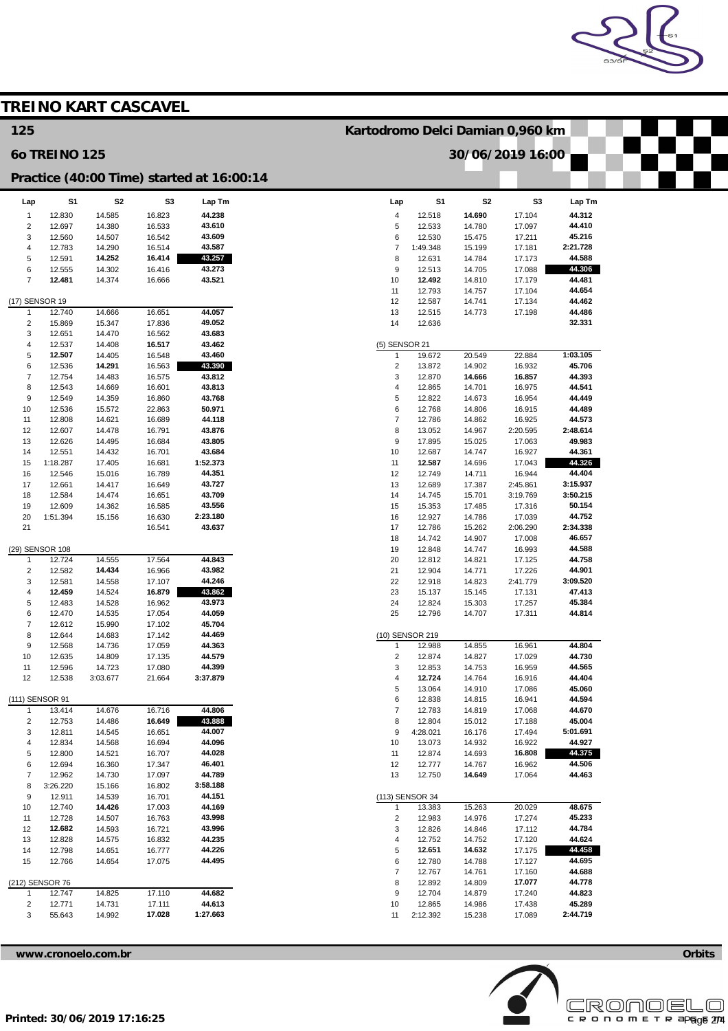# TREINO KART CASCAVEL

## 125

**Kartodromo Delci Damian 0,960 km**

## 6o TREINO 125

**30/06/2019 16:00**

### Practice (40:00 Time) started at 16:00:14

| Lap | S1 | S2 | S3 | Lap Tm |
|---|---|---|---|---|
| 1 | 12.830 | 14.585 | 16.823 | 44.238 |
| 2 | 12.697 | 14.380 | 16.533 | 43.610 |
| 3 | 12.560 | 14.507 | 16.542 | 43.609 |
| 4 | 12.783 | 14.290 | 16.514 | 43.587 |
| 5 | 12.591 | **14.252** | **16.414** | **43.257** |
| 6 | 12.555 | 14.302 | 16.416 | 43.273 |
| 7 | **12.481** | 14.374 | 16.666 | 43.521 |

(17) SENSOR 19

| Lap | S1 | S2 | S3 | Lap Tm |
|---|---|---|---|---|
| 1 | 12.740 | 14.666 | 16.651 | 44.057 |
| 2 | 15.869 | 15.347 | 17.836 | 49.052 |
| 3 | 12.651 | 14.470 | 16.562 | 43.683 |
| 4 | 12.537 | 14.408 | **16.517** | 43.462 |
| 5 | **12.507** | 14.405 | 16.548 | 43.460 |
| 6 | 12.536 | **14.291** | 16.563 | **43.390** |
| 7 | 12.754 | 14.483 | 16.575 | 43.812 |
| 8 | 12.543 | 14.669 | 16.601 | 43.813 |
| 9 | 12.549 | 14.359 | 16.860 | 43.768 |
| 10 | 12.536 | 15.572 | 22.863 | 50.971 |
| 11 | 12.808 | 14.621 | 16.689 | 44.118 |
| 12 | 12.607 | 14.478 | 16.791 | 43.876 |
| 13 | 12.626 | 14.495 | 16.684 | 43.805 |
| 14 | 12.551 | 14.432 | 16.701 | 43.684 |
| 15 | 1:18.287 | 17.405 | 16.681 | 1:52.373 |
| 16 | 12.546 | 15.016 | 16.789 | 44.351 |
| 17 | 12.661 | 14.417 | 16.649 | 43.727 |
| 18 | 12.584 | 14.474 | 16.651 | 43.709 |
| 19 | 12.609 | 14.362 | 16.585 | 43.556 |
| 20 | 1:51.394 | 15.156 | 16.630 | 2:23.180 |
| 21 | | | 16.541 | 43.637 |

(29) SENSOR 108

| Lap | S1 | S2 | S3 | Lap Tm |
|---|---|---|---|---|
| 1 | 12.724 | 14.555 | 17.564 | 44.843 |
| 2 | 12.582 | **14.434** | 16.966 | 43.982 |
| 3 | 12.581 | 14.558 | 17.107 | 44.246 |
| 4 | **12.459** | 14.524 | **16.879** | **43.862** |
| 5 | 12.483 | 14.528 | 16.962 | 43.973 |
| 6 | 12.470 | 14.535 | 17.054 | 44.059 |
| 7 | 12.612 | 15.990 | 17.102 | 45.704 |
| 8 | 12.644 | 14.683 | 17.142 | 44.469 |
| 9 | 12.568 | 14.736 | 17.059 | 44.363 |
| 10 | 12.635 | 14.809 | 17.135 | 44.579 |
| 11 | 12.596 | 14.723 | 17.080 | 44.399 |
| 12 | 12.538 | 3:03.677 | 21.664 | 3:37.879 |

(111) SENSOR 91

| Lap | S1 | S2 | S3 | Lap Tm |
|---|---|---|---|---|
| 1 | 13.414 | 14.676 | 16.716 | 44.806 |
| 2 | 12.753 | 14.486 | **16.649** | **43.888** |
| 3 | 12.811 | 14.545 | 16.651 | 44.007 |
| 4 | 12.834 | 14.568 | 16.694 | 44.096 |
| 5 | 12.800 | 14.521 | 16.707 | 44.028 |
| 6 | 12.694 | 16.360 | 17.347 | 46.401 |
| 7 | 12.962 | 14.730 | 17.097 | 44.789 |
| 8 | 3:26.220 | 15.166 | 16.802 | 3:58.188 |
| 9 | 12.911 | 14.539 | 16.701 | 44.151 |
| 10 | 12.740 | **14.426** | 17.003 | 44.169 |
| 11 | 12.728 | 14.507 | 16.763 | 43.998 |
| 12 | **12.682** | 14.593 | 16.721 | 43.996 |
| 13 | 12.828 | 14.575 | 16.832 | 44.235 |
| 14 | 12.798 | 14.651 | 16.777 | 44.226 |
| 15 | 12.766 | 14.654 | 17.075 | 44.495 |

(212) SENSOR 76

| Lap | S1 | S2 | S3 | Lap Tm |
|---|---|---|---|---|
| 1 | 12.747 | 14.825 | 17.110 | 44.682 |
| 2 | 12.771 | 14.731 | 17.111 | 44.613 |
| 3 | 55.643 | 14.992 | **17.028** | 1:27.663 |
| 4 | 12.518 | **14.690** | 17.104 | 44.312 |
| 5 | 12.533 | 14.780 | 17.097 | 44.410 |
| 6 | 12.530 | 15.475 | 17.211 | 45.216 |
| 7 | 1:49.348 | 15.199 | 17.181 | 2:21.728 |
| 8 | 12.631 | 14.784 | 17.173 | 44.588 |
| 9 | 12.513 | 14.705 | 17.088 | **44.306** |
| 10 | **12.492** | 14.810 | 17.179 | 44.481 |
| 11 | 12.793 | 14.757 | 17.104 | 44.654 |
| 12 | 12.587 | 14.741 | 17.134 | 44.462 |
| 13 | 12.515 | 14.773 | 17.198 | 44.486 |
| 14 | 12.636 | | | 32.331 |

(5) SENSOR 21

| Lap | S1 | S2 | S3 | Lap Tm |
|---|---|---|---|---|
| 1 | 19.672 | 20.549 | 22.884 | 1:03.105 |
| 2 | 13.872 | 14.902 | 16.932 | 45.706 |
| 3 | 12.870 | **14.666** | **16.857** | 44.393 |
| 4 | 12.865 | 14.701 | 16.975 | 44.541 |
| 5 | 12.822 | 14.673 | 16.954 | 44.449 |
| 6 | 12.768 | 14.806 | 16.915 | 44.489 |
| 7 | 12.786 | 14.862 | 16.925 | 44.573 |
| 8 | 13.052 | 14.967 | 2:20.595 | 2:48.614 |
| 9 | 17.895 | 15.025 | 17.063 | 49.983 |
| 10 | 12.687 | 14.747 | 16.927 | 44.361 |
| 11 | **12.587** | 14.696 | 17.043 | **44.326** |
| 12 | 12.749 | 14.711 | 16.944 | 44.404 |
| 13 | 12.689 | 17.387 | 2:45.861 | 3:15.937 |
| 14 | 14.745 | 15.701 | 3:19.769 | 3:50.215 |
| 15 | 15.353 | 17.485 | 17.316 | 50.154 |
| 16 | 12.927 | 14.786 | 17.039 | 44.752 |
| 17 | 12.786 | 15.262 | 2:06.290 | 2:34.338 |
| 18 | 14.742 | 14.907 | 17.008 | 46.657 |
| 19 | 12.848 | 14.747 | 16.993 | 44.588 |
| 20 | 12.812 | 14.821 | 17.125 | 44.758 |
| 21 | 12.904 | 14.771 | 17.226 | 44.901 |
| 22 | 12.918 | 14.823 | 2:41.779 | 3:09.520 |
| 23 | 15.137 | 15.145 | 17.131 | 47.413 |
| 24 | 12.824 | 15.303 | 17.257 | 45.384 |
| 25 | 12.796 | 14.707 | 17.311 | 44.814 |

(10) SENSOR 219

| Lap | S1 | S2 | S3 | Lap Tm |
|---|---|---|---|---|
| 1 | 12.988 | 14.855 | 16.961 | 44.804 |
| 2 | 12.874 | 14.827 | 17.029 | 44.730 |
| 3 | 12.853 | 14.753 | 16.959 | 44.565 |
| 4 | **12.724** | 14.764 | 16.916 | 44.404 |
| 5 | 13.064 | 14.910 | 17.086 | 45.060 |
| 6 | 12.838 | 14.815 | 16.941 | 44.594 |
| 7 | 12.783 | 14.819 | 17.068 | 44.670 |
| 8 | 12.804 | 15.012 | 17.188 | 45.004 |
| 9 | 4:28.021 | 16.176 | 17.494 | 5:01.691 |
| 10 | 13.073 | 14.932 | 16.922 | 44.927 |
| 11 | 12.874 | 14.693 | **16.808** | **44.375** |
| 12 | 12.777 | 14.767 | 16.962 | 44.506 |
| 13 | 12.750 | **14.649** | 17.064 | 44.463 |

(113) SENSOR 34

| Lap | S1 | S2 | S3 | Lap Tm |
|---|---|---|---|---|
| 1 | 13.383 | 15.263 | 20.029 | 48.675 |
| 2 | 12.983 | 14.976 | 17.274 | 45.233 |
| 3 | 12.826 | 14.846 | 17.112 | 44.784 |
| 4 | 12.752 | 14.752 | 17.120 | 44.624 |
| 5 | **12.651** | **14.632** | 17.175 | **44.458** |
| 6 | 12.780 | 14.788 | 17.127 | 44.695 |
| 7 | 12.767 | 14.761 | 17.160 | 44.688 |
| 8 | 12.892 | 14.809 | **17.077** | 44.778 |
| 9 | 12.704 | 14.879 | 17.240 | 44.823 |
| 10 | 12.865 | 14.986 | 17.438 | 45.289 |
| 11 | 2:12.392 | 15.238 | 17.089 | 2:44.719 |

www.cronoelo.com.br

Orbits

**Printed: 30/06/2019 17:16:25**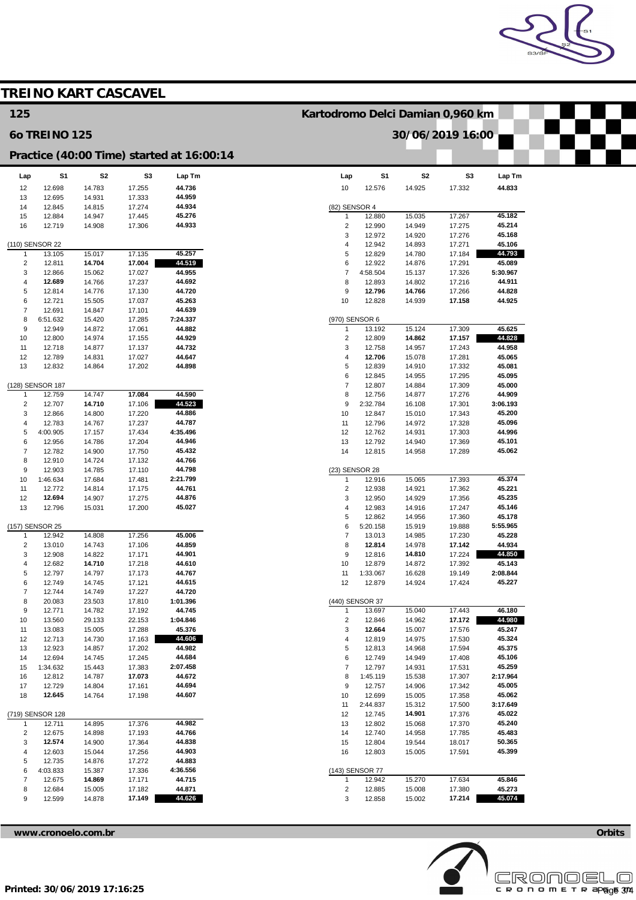# TREINO KART CASCAVEL

## 125

## 6o TREINO 125

## Practice (40:00 Time) started at 16:00:14

**Kartodromo Delci Damian 0,960 km**

**30/06/2019 16:00**

| Lap | S1 | S2 | S3 | Lap Tm |
|---|---|---|---|---|
| 12 | 12.698 | 14.783 | 17.255 | 44.736 |
| 13 | 12.695 | 14.931 | 17.333 | 44.959 |
| 14 | 12.845 | 14.815 | 17.274 | 44.934 |
| 15 | 12.884 | 14.947 | 17.445 | 45.276 |
| 16 | 12.719 | 14.908 | 17.306 | 44.933 |

(110) SENSOR 22

| Lap | S1 | S2 | S3 | Lap Tm |
|---|---|---|---|---|
| 1 | 13.105 | 15.017 | 17.135 | 45.257 |
| 2 | 12.811 | **14.704** | **17.004** | **44.519** |
| 3 | 12.866 | 15.062 | 17.027 | 44.955 |
| 4 | **12.689** | 14.766 | 17.237 | 44.692 |
| 5 | 12.814 | 14.776 | 17.130 | 44.720 |
| 6 | 12.721 | 15.505 | 17.037 | 45.263 |
| 7 | 12.691 | 14.847 | 17.101 | 44.639 |
| 8 | 6:51.632 | 15.420 | 17.285 | 7:24.337 |
| 9 | 12.949 | 14.872 | 17.061 | 44.882 |
| 10 | 12.800 | 14.974 | 17.155 | 44.929 |
| 11 | 12.718 | 14.877 | 17.137 | 44.732 |
| 12 | 12.789 | 14.831 | 17.027 | 44.647 |
| 13 | 12.832 | 14.864 | 17.202 | 44.898 |

(128) SENSOR 187

| Lap | S1 | S2 | S3 | Lap Tm |
|---|---|---|---|---|
| 1 | 12.759 | 14.747 | **17.084** | 44.590 |
| 2 | 12.707 | **14.710** | 17.106 | **44.523** |
| 3 | 12.866 | 14.800 | 17.220 | 44.886 |
| 4 | 12.783 | 14.767 | 17.237 | 44.787 |
| 5 | 4:00.905 | 17.157 | 17.434 | 4:35.496 |
| 6 | 12.956 | 14.786 | 17.204 | 44.946 |
| 7 | 12.782 | 14.900 | 17.750 | 45.432 |
| 8 | 12.910 | 14.724 | 17.132 | 44.766 |
| 9 | 12.903 | 14.785 | 17.110 | 44.798 |
| 10 | 1:46.634 | 17.684 | 17.481 | 2:21.799 |
| 11 | 12.772 | 14.814 | 17.175 | 44.761 |
| 12 | **12.694** | 14.907 | 17.275 | 44.876 |
| 13 | 12.796 | 15.031 | 17.200 | 45.027 |

(157) SENSOR 25

| Lap | S1 | S2 | S3 | Lap Tm |
|---|---|---|---|---|
| 1 | 12.942 | 14.808 | 17.256 | 45.006 |
| 2 | 13.010 | 14.743 | 17.106 | 44.859 |
| 3 | 12.908 | 14.822 | 17.171 | 44.901 |
| 4 | 12.682 | **14.710** | 17.218 | 44.610 |
| 5 | 12.797 | 14.797 | 17.173 | 44.767 |
| 6 | 12.749 | 14.745 | 17.121 | 44.615 |
| 7 | 12.744 | 14.749 | 17.227 | 44.720 |
| 8 | 20.083 | 23.503 | 17.810 | 1:01.396 |
| 9 | 12.771 | 14.782 | 17.192 | 44.745 |
| 10 | 13.560 | 29.133 | 22.153 | 1:04.846 |
| 11 | 13.083 | 15.005 | 17.288 | 45.376 |
| 12 | 12.713 | 14.730 | 17.163 | **44.606** |
| 13 | 12.923 | 14.857 | 17.202 | 44.982 |
| 14 | 12.694 | 14.745 | 17.245 | 44.684 |
| 15 | 1:34.632 | 15.443 | 17.383 | 2:07.458 |
| 16 | 12.812 | 14.787 | **17.073** | 44.672 |
| 17 | 12.729 | 14.804 | 17.161 | 44.694 |
| 18 | **12.645** | 14.764 | 17.198 | 44.607 |

(719) SENSOR 128

| Lap | S1 | S2 | S3 | Lap Tm |
|---|---|---|---|---|
| 1 | 12.711 | 14.895 | 17.376 | 44.982 |
| 2 | 12.675 | 14.898 | 17.193 | 44.766 |
| 3 | **12.574** | 14.900 | 17.364 | 44.838 |
| 4 | 12.603 | 15.044 | 17.256 | 44.903 |
| 5 | 12.735 | 14.876 | 17.272 | 44.883 |
| 6 | 4:03.833 | 15.387 | 17.336 | 4:36.556 |
| 7 | 12.675 | **14.869** | 17.171 | 44.715 |
| 8 | 12.684 | 15.005 | 17.182 | 44.871 |
| 9 | 12.599 | 14.878 | **17.149** | **44.626** |
| 10 | 12.576 | 14.925 | 17.332 | 44.833 |

(82) SENSOR 4

| Lap | S1 | S2 | S3 | Lap Tm |
|---|---|---|---|---|
| 1 | 12.880 | 15.035 | 17.267 | 45.182 |
| 2 | 12.990 | 14.949 | 17.275 | 45.214 |
| 3 | 12.972 | 14.920 | 17.276 | 45.168 |
| 4 | 12.942 | 14.893 | 17.271 | 45.106 |
| 5 | 12.829 | 14.780 | 17.184 | **44.793** |
| 6 | 12.922 | 14.876 | 17.291 | 45.089 |
| 7 | 4:58.504 | 15.137 | 17.326 | 5:30.967 |
| 8 | 12.893 | 14.802 | 17.216 | 44.911 |
| 9 | **12.796** | **14.766** | 17.266 | 44.828 |
| 10 | 12.828 | 14.939 | **17.158** | 44.925 |

(970) SENSOR 6

| Lap | S1 | S2 | S3 | Lap Tm |
|---|---|---|---|---|
| 1 | 13.192 | 15.124 | 17.309 | 45.625 |
| 2 | 12.809 | **14.862** | **17.157** | **44.828** |
| 3 | 12.758 | 14.957 | 17.243 | 44.958 |
| 4 | **12.706** | 15.078 | 17.281 | 45.065 |
| 5 | 12.839 | 14.910 | 17.332 | 45.081 |
| 6 | 12.845 | 14.955 | 17.295 | 45.095 |
| 7 | 12.807 | 14.884 | 17.309 | 45.000 |
| 8 | 12.756 | 14.877 | 17.276 | 44.909 |
| 9 | 2:32.784 | 16.108 | 17.301 | 3:06.193 |
| 10 | 12.847 | 15.010 | 17.343 | 45.200 |
| 11 | 12.796 | 14.972 | 17.328 | 45.096 |
| 12 | 12.762 | 14.931 | 17.303 | 44.996 |
| 13 | 12.792 | 14.940 | 17.369 | 45.101 |
| 14 | 12.815 | 14.958 | 17.289 | 45.062 |

(23) SENSOR 28

| Lap | S1 | S2 | S3 | Lap Tm |
|---|---|---|---|---|
| 1 | 12.916 | 15.065 | 17.393 | 45.374 |
| 2 | 12.938 | 14.921 | 17.362 | 45.221 |
| 3 | 12.950 | 14.929 | 17.356 | 45.235 |
| 4 | 12.983 | 14.916 | 17.247 | 45.146 |
| 5 | 12.862 | 14.956 | 17.360 | 45.178 |
| 6 | 5:20.158 | 15.919 | 19.888 | 5:55.965 |
| 7 | 13.013 | 14.985 | 17.230 | 45.228 |
| 8 | **12.814** | 14.978 | **17.142** | 44.934 |
| 9 | 12.816 | **14.810** | 17.224 | **44.850** |
| 10 | 12.879 | 14.872 | 17.392 | 45.143 |
| 11 | 1:33.067 | 16.628 | 19.149 | 2:08.844 |
| 12 | 12.879 | 14.924 | 17.424 | 45.227 |

(440) SENSOR 37

| Lap | S1 | S2 | S3 | Lap Tm |
|---|---|---|---|---|
| 1 | 13.697 | 15.040 | 17.443 | 46.180 |
| 2 | 12.846 | 14.962 | **17.172** | **44.980** |
| 3 | **12.664** | 15.007 | 17.576 | 45.247 |
| 4 | 12.819 | 14.975 | 17.530 | 45.324 |
| 5 | 12.813 | 14.968 | 17.594 | 45.375 |
| 6 | 12.749 | 14.949 | 17.408 | 45.106 |
| 7 | 12.797 | 14.931 | 17.531 | 45.259 |
| 8 | 1:45.119 | 15.538 | 17.307 | 2:17.964 |
| 9 | 12.757 | 14.906 | 17.342 | 45.005 |
| 10 | 12.699 | 15.005 | 17.358 | 45.062 |
| 11 | 2:44.837 | 15.312 | 17.500 | 3:17.649 |
| 12 | 12.745 | **14.901** | 17.376 | 45.022 |
| 13 | 12.802 | 15.068 | 17.370 | 45.240 |
| 14 | 12.740 | 14.958 | 17.785 | 45.483 |
| 15 | 12.804 | 19.544 | 18.017 | 50.365 |
| 16 | 12.803 | 15.005 | 17.591 | 45.399 |

(143) SENSOR 77

| Lap | S1 | S2 | S3 | Lap Tm |
|---|---|---|---|---|
| 1 | 12.942 | 15.270 | 17.634 | 45.846 |
| 2 | 12.885 | 15.008 | 17.380 | 45.273 |
| 3 | 12.858 | 15.002 | **17.214** | **45.074** |

www.cronoelo.com.br — Orbits

Printed: 30/06/2019 17:16:25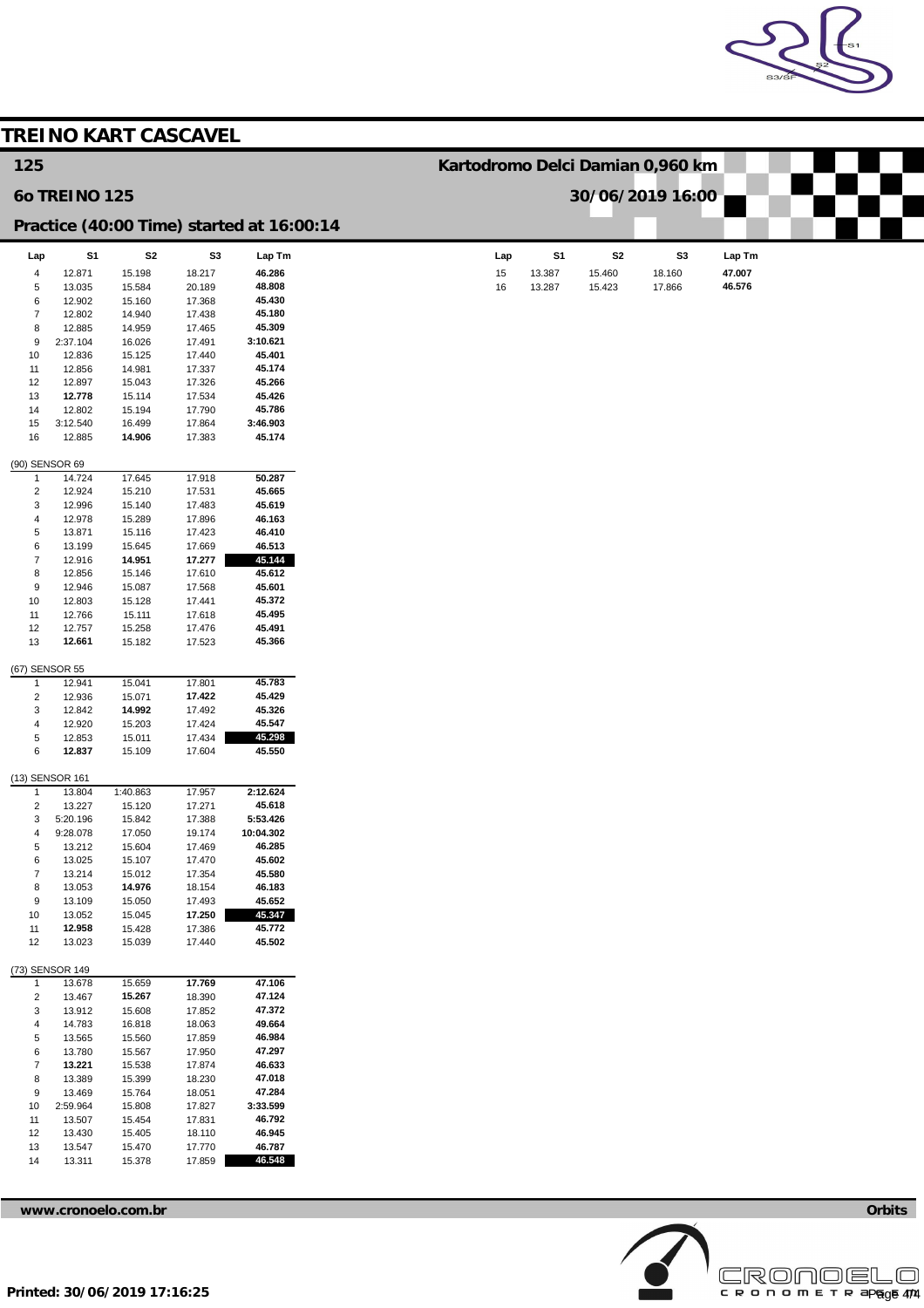# TREINO KART CASCAVEL

## 125

**Kartodromo Delci Damian 0,960 km**

## 6o TREINO 125

**30/06/2019 16:00**

### Practice (40:00 Time) started at 16:00:14

| Lap | S1 | S2 | S3 | Lap Tm |
|---|---|---|---|---|
| 4 | 12.871 | 15.198 | 18.217 | **46.286** |
| 5 | 13.035 | 15.584 | 20.189 | **48.808** |
| 6 | 12.902 | 15.160 | 17.368 | **45.430** |
| 7 | 12.802 | 14.940 | 17.438 | **45.180** |
| 8 | 12.885 | 14.959 | 17.465 | **45.309** |
| 9 | 2:37.104 | 16.026 | 17.491 | **3:10.621** |
| 10 | 12.836 | 15.125 | 17.440 | **45.401** |
| 11 | 12.856 | 14.981 | 17.337 | **45.174** |
| 12 | 12.897 | 15.043 | 17.326 | **45.266** |
| 13 | **12.778** | 15.114 | 17.534 | **45.426** |
| 14 | 12.802 | 15.194 | 17.790 | **45.786** |
| 15 | 3:12.540 | 16.499 | 17.864 | **3:46.903** |
| 16 | 12.885 | **14.906** | 17.383 | **45.174** |

(90) SENSOR 69

| Lap | S1 | S2 | S3 | Lap Tm |
|---|---|---|---|---|
| 1 | 14.724 | 17.645 | 17.918 | **50.287** |
| 2 | 12.924 | 15.210 | 17.531 | **45.665** |
| 3 | 12.996 | 15.140 | 17.483 | **45.619** |
| 4 | 12.978 | 15.289 | 17.896 | **46.163** |
| 5 | 13.871 | 15.116 | 17.423 | **46.410** |
| 6 | 13.199 | 15.645 | 17.669 | **46.513** |
| 7 | 12.916 | **14.951** | **17.277** | **45.144** |
| 8 | 12.856 | 15.146 | 17.610 | **45.612** |
| 9 | 12.946 | 15.087 | 17.568 | **45.601** |
| 10 | 12.803 | 15.128 | 17.441 | **45.372** |
| 11 | 12.766 | 15.111 | 17.618 | **45.495** |
| 12 | 12.757 | 15.258 | 17.476 | **45.491** |
| 13 | **12.661** | 15.182 | 17.523 | **45.366** |

(67) SENSOR 55

| Lap | S1 | S2 | S3 | Lap Tm |
|---|---|---|---|---|
| 1 | 12.941 | 15.041 | 17.801 | **45.783** |
| 2 | 12.936 | 15.071 | **17.422** | **45.429** |
| 3 | 12.842 | **14.992** | 17.492 | **45.326** |
| 4 | 12.920 | 15.203 | 17.424 | **45.547** |
| 5 | 12.853 | 15.011 | 17.434 | **45.298** |
| 6 | **12.837** | 15.109 | 17.604 | **45.550** |

(13) SENSOR 161

| Lap | S1 | S2 | S3 | Lap Tm |
|---|---|---|---|---|
| 1 | 13.804 | 1:40.863 | 17.957 | **2:12.624** |
| 2 | 13.227 | 15.120 | 17.271 | **45.618** |
| 3 | 5:20.196 | 15.842 | 17.388 | **5:53.426** |
| 4 | 9:28.078 | 17.050 | 19.174 | **10:04.302** |
| 5 | 13.212 | 15.604 | 17.469 | **46.285** |
| 6 | 13.025 | 15.107 | 17.470 | **45.602** |
| 7 | 13.214 | 15.012 | 17.354 | **45.580** |
| 8 | 13.053 | **14.976** | 18.154 | **46.183** |
| 9 | 13.109 | 15.050 | 17.493 | **45.652** |
| 10 | 13.052 | 15.045 | **17.250** | **45.347** |
| 11 | **12.958** | 15.428 | 17.386 | **45.772** |
| 12 | 13.023 | 15.039 | 17.440 | **45.502** |

(73) SENSOR 149

| Lap | S1 | S2 | S3 | Lap Tm |
|---|---|---|---|---|
| 1 | 13.678 | 15.659 | **17.769** | **47.106** |
| 2 | 13.467 | **15.267** | 18.390 | **47.124** |
| 3 | 13.912 | 15.608 | 17.852 | **47.372** |
| 4 | 14.783 | 16.818 | 18.063 | **49.664** |
| 5 | 13.565 | 15.560 | 17.859 | **46.984** |
| 6 | 13.780 | 15.567 | 17.950 | **47.297** |
| 7 | **13.221** | 15.538 | 17.874 | **46.633** |
| 8 | 13.389 | 15.399 | 18.230 | **47.018** |
| 9 | 13.469 | 15.764 | 18.051 | **47.284** |
| 10 | 2:59.964 | 15.808 | 17.827 | **3:33.599** |
| 11 | 13.507 | 15.454 | 17.831 | **46.792** |
| 12 | 13.430 | 15.405 | 18.110 | **46.945** |
| 13 | 13.547 | 15.470 | 17.770 | **46.787** |
| 14 | 13.311 | 15.378 | 17.859 | **46.548** |
| 15 | 13.387 | 15.460 | 18.160 | **47.007** |
| 16 | 13.287 | 15.423 | 17.866 | **46.576** |

**www.cronoelo.com.br** **Orbits**

**Printed: 30/06/2019 17:16:25**